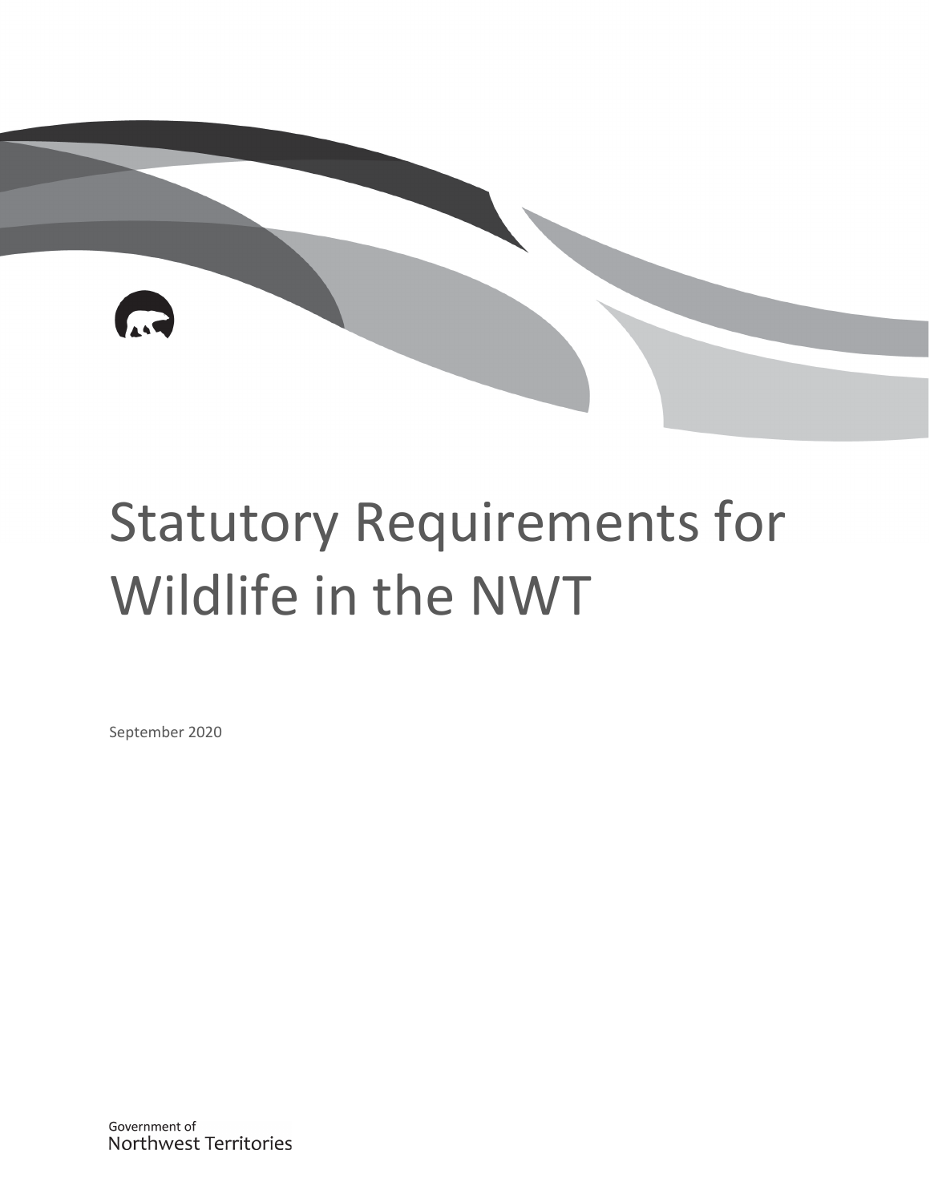# Statutory Requirements for Wildlife in the NWT

September 2020

Government of
Northwest Territories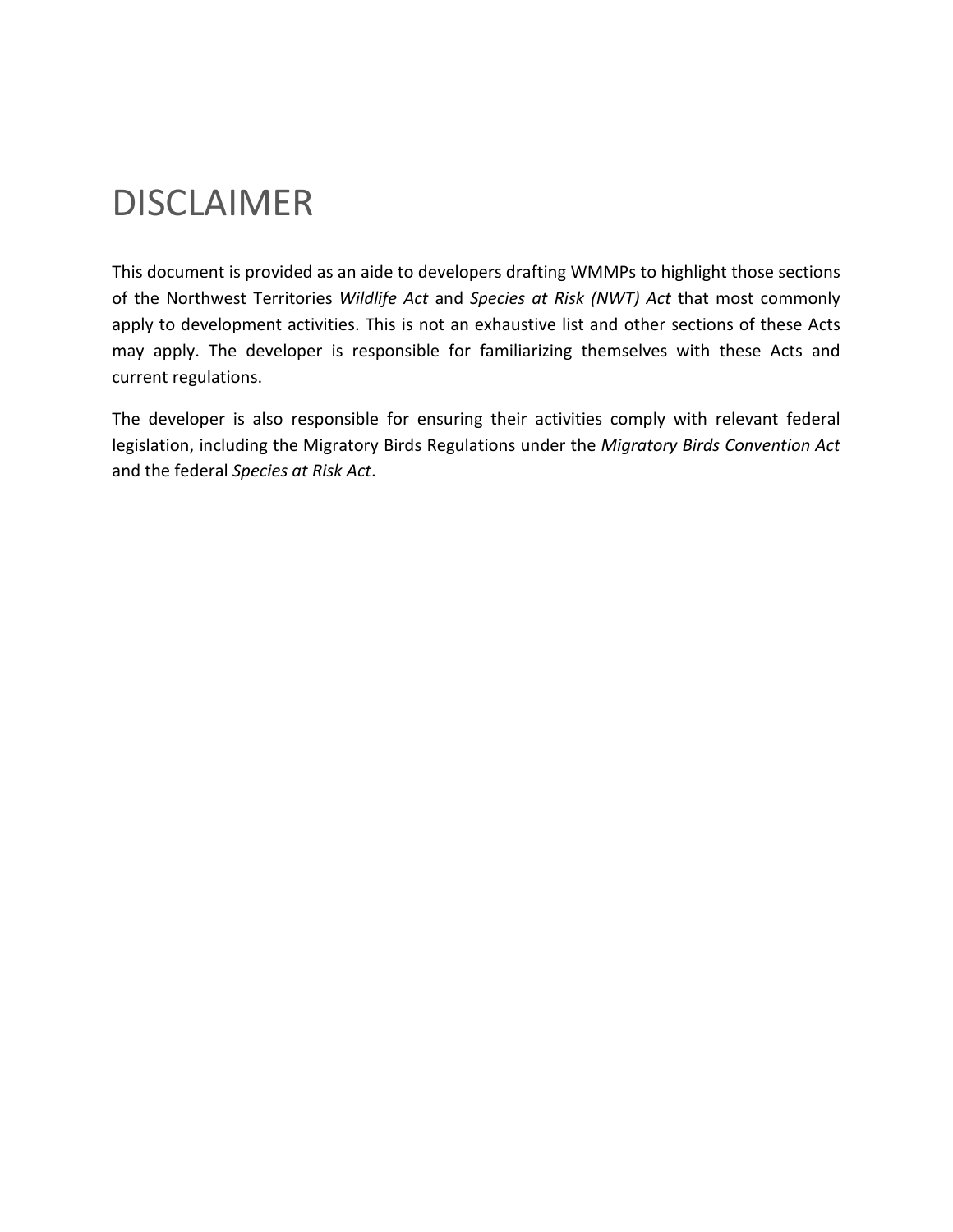# DISCLAIMER

This document is provided as an aide to developers drafting WMMPs to highlight those sections of the Northwest Territories *Wildlife Act* and *Species at Risk (NWT) Act* that most commonly apply to development activities. This is not an exhaustive list and other sections of these Acts may apply. The developer is responsible for familiarizing themselves with these Acts and current regulations.

The developer is also responsible for ensuring their activities comply with relevant federal legislation, including the Migratory Birds Regulations under the *Migratory Birds Convention Act* and the federal *Species at Risk Act*.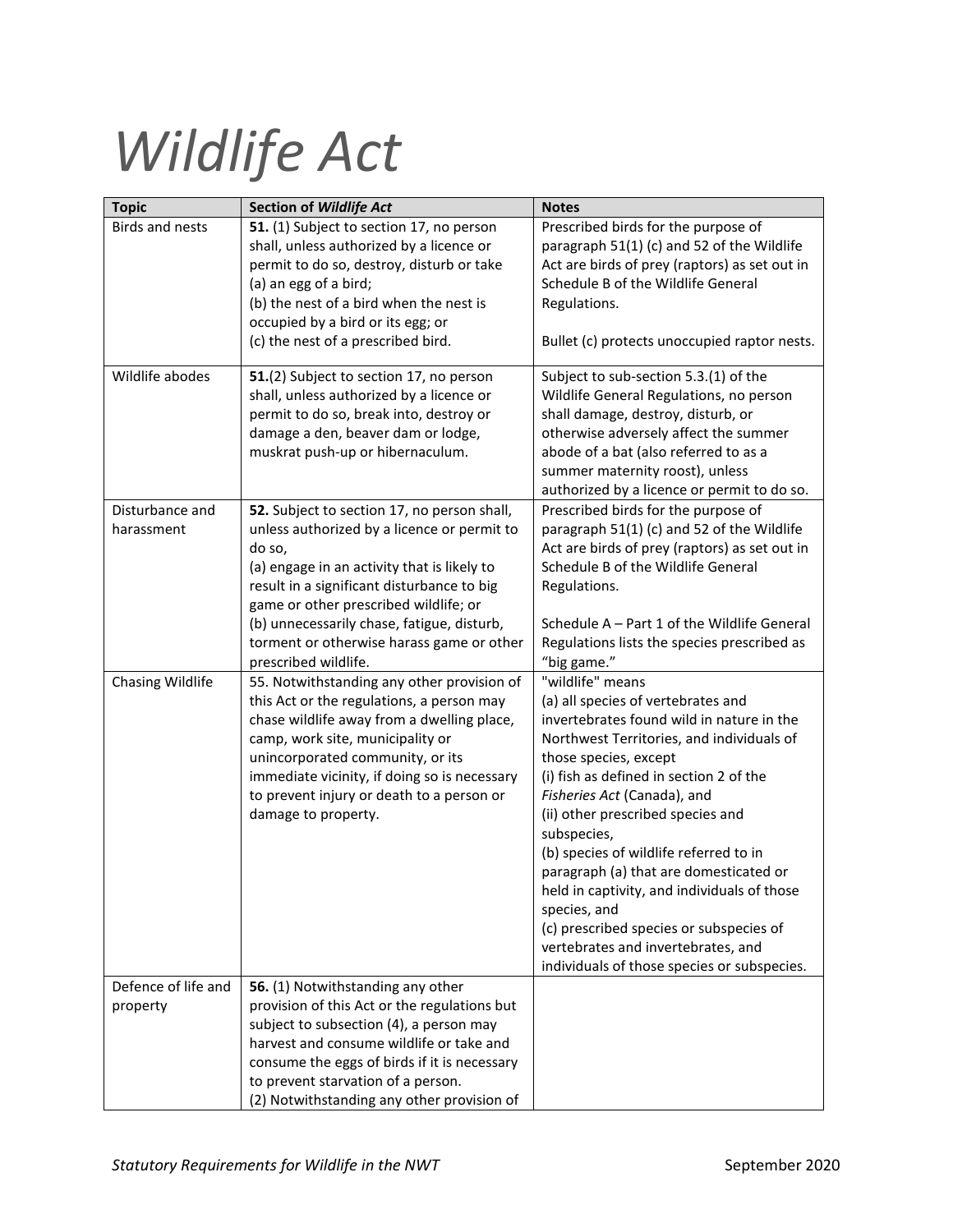# *Wildlife Act*

| Topic | Section of *Wildlife Act* | Notes |
|---|---|---|
| Birds and nests | **51.** (1) Subject to section 17, no person shall, unless authorized by a licence or permit to do so, destroy, disturb or take (a) an egg of a bird; (b) the nest of a bird when the nest is occupied by a bird or its egg; or (c) the nest of a prescribed bird. | Prescribed birds for the purpose of paragraph 51(1) (c) and 52 of the Wildlife Act are birds of prey (raptors) as set out in Schedule B of the Wildlife General Regulations.<br><br>Bullet (c) protects unoccupied raptor nests. |
| Wildlife abodes | **51.**(2) Subject to section 17, no person shall, unless authorized by a licence or permit to do so, break into, destroy or damage a den, beaver dam or lodge, muskrat push-up or hibernaculum. | Subject to sub-section 5.3.(1) of the Wildlife General Regulations, no person shall damage, destroy, disturb, or otherwise adversely affect the summer abode of a bat (also referred to as a summer maternity roost), unless authorized by a licence or permit to do so. |
| Disturbance and harassment | **52.** Subject to section 17, no person shall, unless authorized by a licence or permit to do so, (a) engage in an activity that is likely to result in a significant disturbance to big game or other prescribed wildlife; or (b) unnecessarily chase, fatigue, disturb, torment or otherwise harass game or other prescribed wildlife. | Prescribed birds for the purpose of paragraph 51(1) (c) and 52 of the Wildlife Act are birds of prey (raptors) as set out in Schedule B of the Wildlife General Regulations.<br><br>Schedule A – Part 1 of the Wildlife General Regulations lists the species prescribed as "big game." |
| Chasing Wildlife | 55. Notwithstanding any other provision of this Act or the regulations, a person may chase wildlife away from a dwelling place, camp, work site, municipality or unincorporated community, or its immediate vicinity, if doing so is necessary to prevent injury or death to a person or damage to property. | "wildlife" means (a) all species of vertebrates and invertebrates found wild in nature in the Northwest Territories, and individuals of those species, except (i) fish as defined in section 2 of the *Fisheries Act* (Canada), and (ii) other prescribed species and subspecies, (b) species of wildlife referred to in paragraph (a) that are domesticated or held in captivity, and individuals of those species, and (c) prescribed species or subspecies of vertebrates and invertebrates, and individuals of those species or subspecies. |
| Defence of life and property | **56.** (1) Notwithstanding any other provision of this Act or the regulations but subject to subsection (4), a person may harvest and consume wildlife or take and consume the eggs of birds if it is necessary to prevent starvation of a person.<br>(2) Notwithstanding any other provision of | |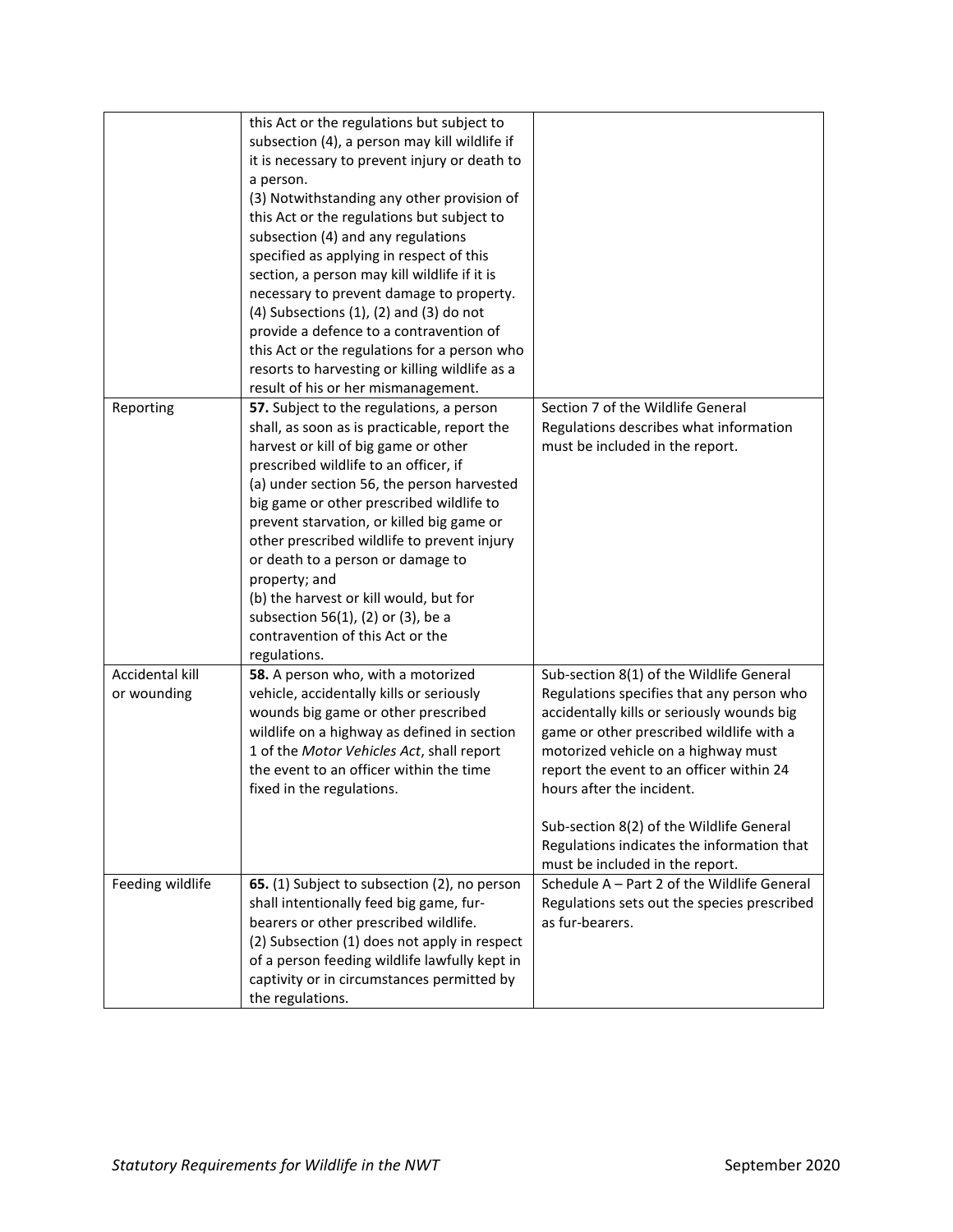| | | |
|---|---|---|
| | this Act or the regulations but subject to subsection (4), a person may kill wildlife if it is necessary to prevent injury or death to a person.<br>(3) Notwithstanding any other provision of this Act or the regulations but subject to subsection (4) and any regulations specified as applying in respect of this section, a person may kill wildlife if it is necessary to prevent damage to property.<br>(4) Subsections (1), (2) and (3) do not provide a defence to a contravention of this Act or the regulations for a person who resorts to harvesting or killing wildlife as a result of his or her mismanagement. | |
| Reporting | **57.** Subject to the regulations, a person shall, as soon as is practicable, report the harvest or kill of big game or other prescribed wildlife to an officer, if<br>(a) under section 56, the person harvested big game or other prescribed wildlife to prevent starvation, or killed big game or other prescribed wildlife to prevent injury or death to a person or damage to property; and<br>(b) the harvest or kill would, but for subsection 56(1), (2) or (3), be a contravention of this Act or the regulations. | Section 7 of the Wildlife General Regulations describes what information must be included in the report. |
| Accidental kill or wounding | **58.** A person who, with a motorized vehicle, accidentally kills or seriously wounds big game or other prescribed wildlife on a highway as defined in section 1 of the *Motor Vehicles Act*, shall report the event to an officer within the time fixed in the regulations. | Sub-section 8(1) of the Wildlife General Regulations specifies that any person who accidentally kills or seriously wounds big game or other prescribed wildlife with a motorized vehicle on a highway must report the event to an officer within 24 hours after the incident.<br><br>Sub-section 8(2) of the Wildlife General Regulations indicates the information that must be included in the report. |
| Feeding wildlife | **65.** (1) Subject to subsection (2), no person shall intentionally feed big game, fur-bearers or other prescribed wildlife.<br>(2) Subsection (1) does not apply in respect of a person feeding wildlife lawfully kept in captivity or in circumstances permitted by the regulations. | Schedule A – Part 2 of the Wildlife General Regulations sets out the species prescribed as fur-bearers. |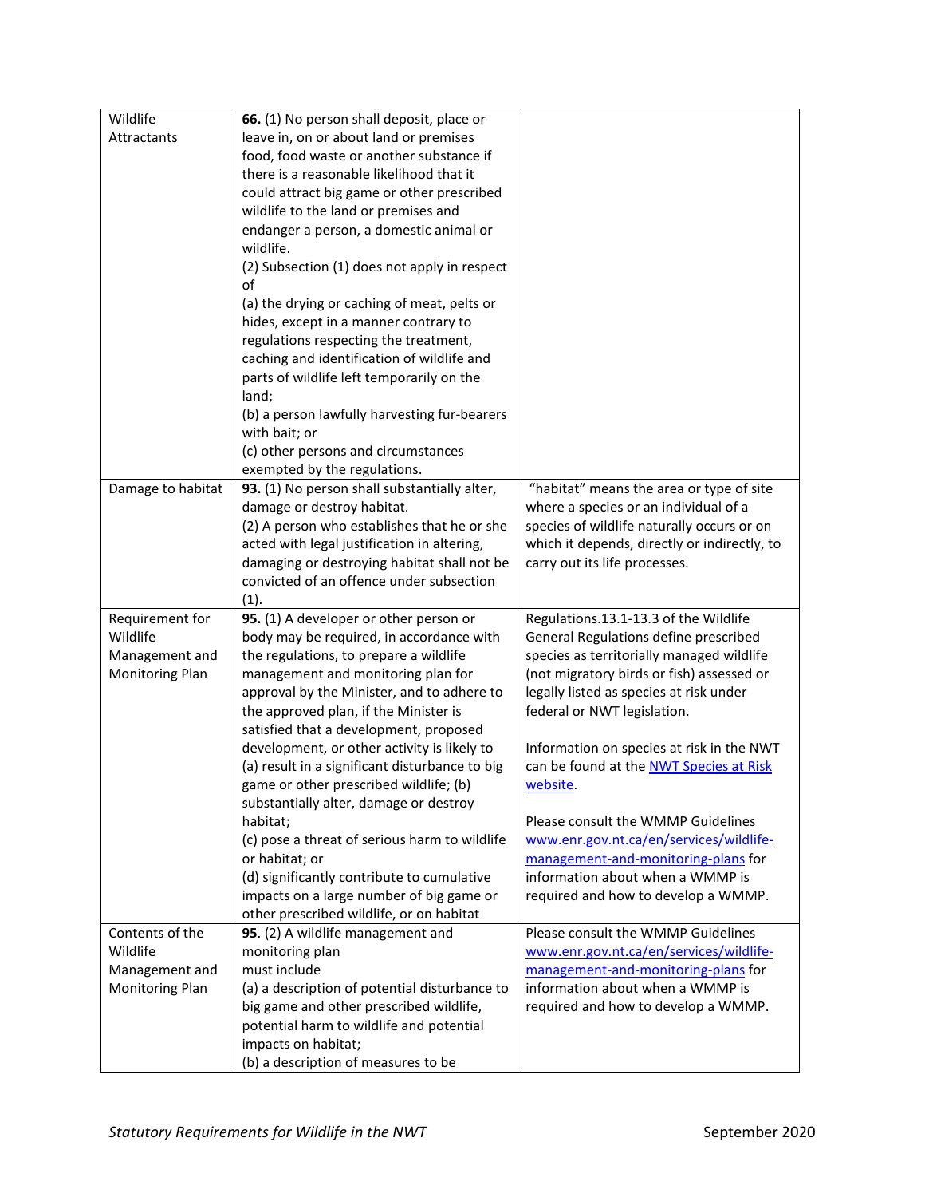| | | |
|---|---|---|
| Wildlife Attractants | **66.** (1) No person shall deposit, place or leave in, on or about land or premises food, food waste or another substance if there is a reasonable likelihood that it could attract big game or other prescribed wildlife to the land or premises and endanger a person, a domestic animal or wildlife.<br>(2) Subsection (1) does not apply in respect of<br>(a) the drying or caching of meat, pelts or hides, except in a manner contrary to regulations respecting the treatment, caching and identification of wildlife and parts of wildlife left temporarily on the land;<br>(b) a person lawfully harvesting fur-bearers with bait; or<br>(c) other persons and circumstances exempted by the regulations. | |
| Damage to habitat | **93.** (1) No person shall substantially alter, damage or destroy habitat.<br>(2) A person who establishes that he or she acted with legal justification in altering, damaging or destroying habitat shall not be convicted of an offence under subsection (1). | "habitat" means the area or type of site where a species or an individual of a species of wildlife naturally occurs or on which it depends, directly or indirectly, to carry out its life processes. |
| Requirement for Wildlife Management and Monitoring Plan | **95.** (1) A developer or other person or body may be required, in accordance with the regulations, to prepare a wildlife management and monitoring plan for approval by the Minister, and to adhere to the approved plan, if the Minister is satisfied that a development, proposed development, or other activity is likely to (a) result in a significant disturbance to big game or other prescribed wildlife; (b) substantially alter, damage or destroy habitat;<br>(c) pose a threat of serious harm to wildlife or habitat; or<br>(d) significantly contribute to cumulative impacts on a large number of big game or other prescribed wildlife, or on habitat | Regulations.13.1-13.3 of the Wildlife General Regulations define prescribed species as territorially managed wildlife (not migratory birds or fish) assessed or legally listed as species at risk under federal or NWT legislation.<br><br>Information on species at risk in the NWT can be found at the NWT Species at Risk website.<br><br>Please consult the WMMP Guidelines www.enr.gov.nt.ca/en/services/wildlife-management-and-monitoring-plans for information about when a WMMP is required and how to develop a WMMP. |
| Contents of the Wildlife Management and Monitoring Plan | **95**. (2) A wildlife management and monitoring plan must include<br>(a) a description of potential disturbance to big game and other prescribed wildlife, potential harm to wildlife and potential impacts on habitat;<br>(b) a description of measures to be | Please consult the WMMP Guidelines www.enr.gov.nt.ca/en/services/wildlife-management-and-monitoring-plans for information about when a WMMP is required and how to develop a WMMP. |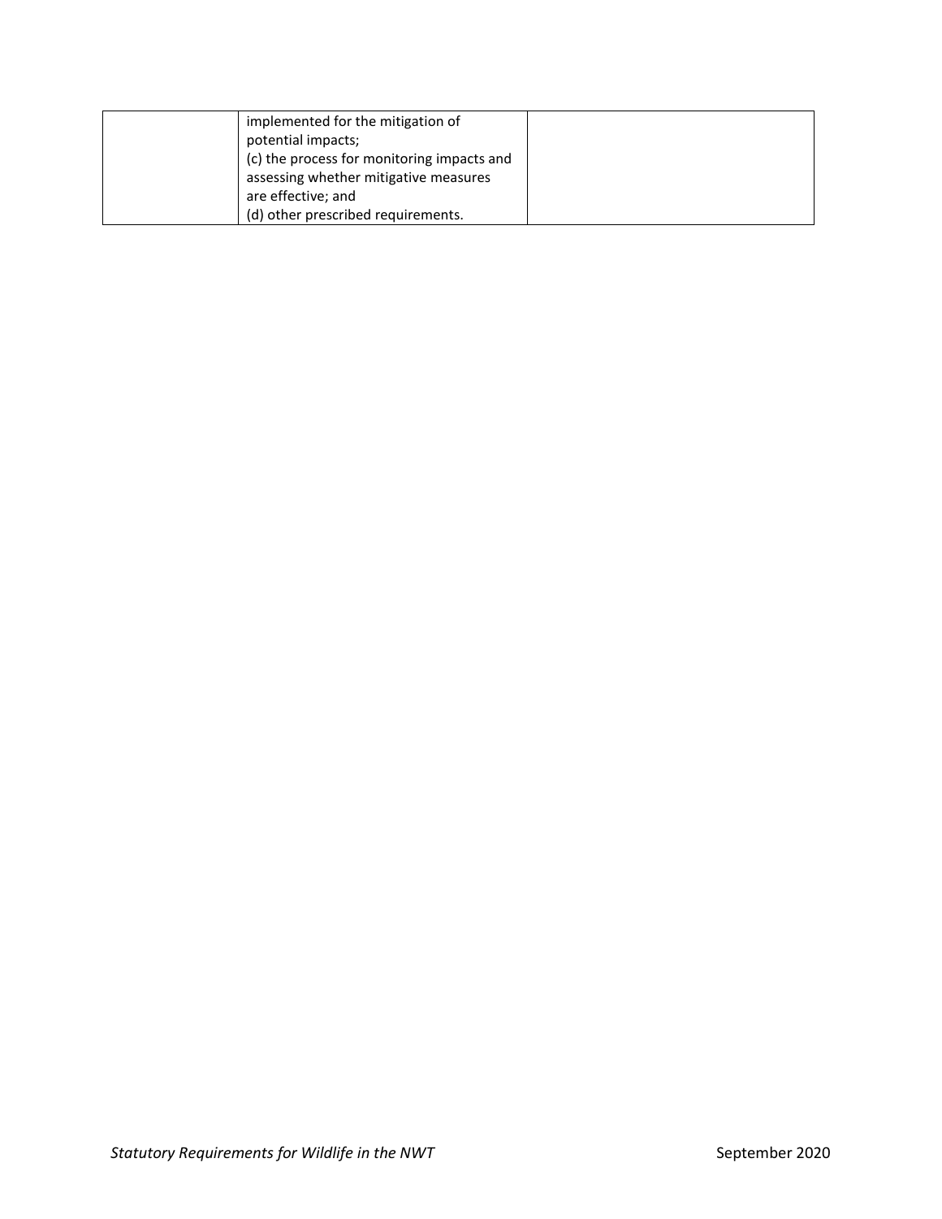| | | |
|---|---|---|
| | implemented for the mitigation of potential impacts;<br>(c) the process for monitoring impacts and assessing whether mitigative measures are effective; and<br>(d) other prescribed requirements. | |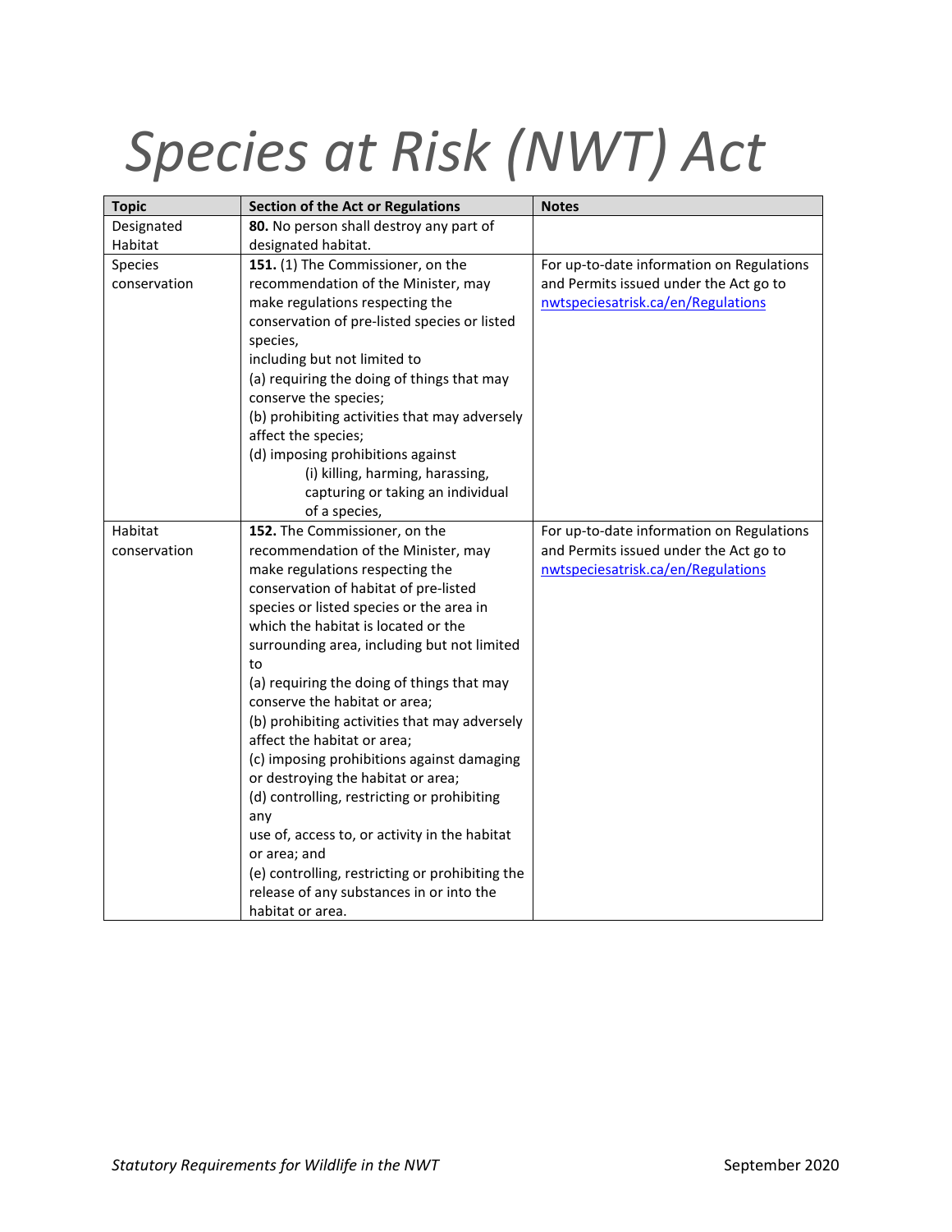# *Species at Risk (NWT) Act*

| Topic | Section of the Act or Regulations | Notes |
|---|---|---|
| Designated Habitat | **80.** No person shall destroy any part of designated habitat. | |
| Species conservation | **151.** (1) The Commissioner, on the recommendation of the Minister, may make regulations respecting the conservation of pre-listed species or listed species,<br>including but not limited to<br>(a) requiring the doing of things that may conserve the species;<br>(b) prohibiting activities that may adversely affect the species;<br>(d) imposing prohibitions against<br>(i) killing, harming, harassing, capturing or taking an individual of a species, | For up-to-date information on Regulations and Permits issued under the Act go to [nwtspeciesatrisk.ca/en/Regulations](nwtspeciesatrisk.ca/en/Regulations) |
| Habitat conservation | **152.** The Commissioner, on the recommendation of the Minister, may make regulations respecting the conservation of habitat of pre-listed species or listed species or the area in which the habitat is located or the surrounding area, including but not limited to<br>(a) requiring the doing of things that may conserve the habitat or area;<br>(b) prohibiting activities that may adversely affect the habitat or area;<br>(c) imposing prohibitions against damaging or destroying the habitat or area;<br>(d) controlling, restricting or prohibiting any<br>use of, access to, or activity in the habitat or area; and<br>(e) controlling, restricting or prohibiting the release of any substances in or into the habitat or area. | For up-to-date information on Regulations and Permits issued under the Act go to [nwtspeciesatrisk.ca/en/Regulations](nwtspeciesatrisk.ca/en/Regulations) |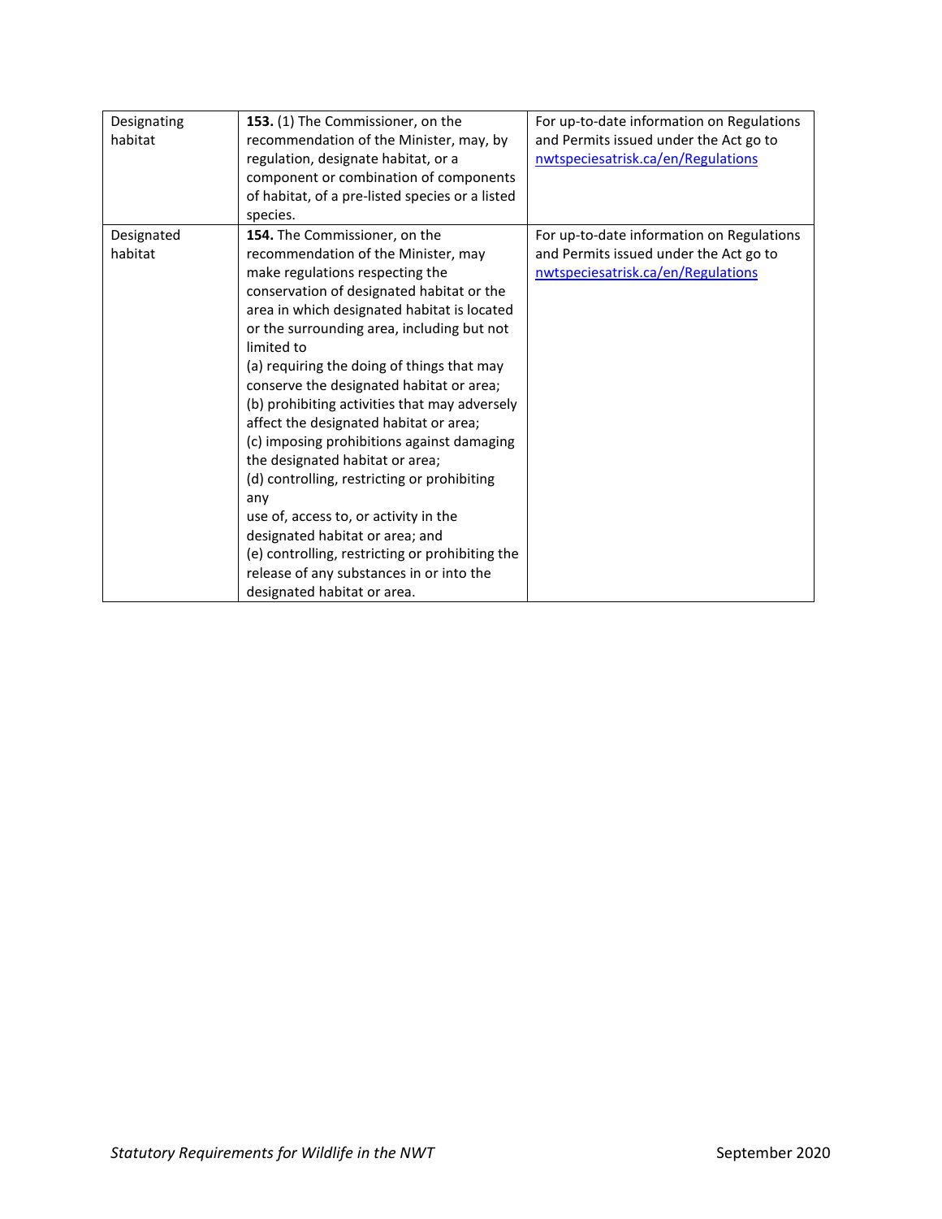| | | |
|---|---|---|
| Designating habitat | **153.** (1) The Commissioner, on the recommendation of the Minister, may, by regulation, designate habitat, or a component or combination of components of habitat, of a pre-listed species or a listed species. | For up-to-date information on Regulations and Permits issued under the Act go to [nwtspeciesatrisk.ca/en/Regulations](nwtspeciesatrisk.ca/en/Regulations) |
| Designated habitat | **154.** The Commissioner, on the recommendation of the Minister, may make regulations respecting the conservation of designated habitat or the area in which designated habitat is located or the surrounding area, including but not limited to<br>(a) requiring the doing of things that may conserve the designated habitat or area;<br>(b) prohibiting activities that may adversely affect the designated habitat or area;<br>(c) imposing prohibitions against damaging the designated habitat or area;<br>(d) controlling, restricting or prohibiting any use of, access to, or activity in the designated habitat or area; and<br>(e) controlling, restricting or prohibiting the release of any substances in or into the designated habitat or area. | For up-to-date information on Regulations and Permits issued under the Act go to [nwtspeciesatrisk.ca/en/Regulations](nwtspeciesatrisk.ca/en/Regulations) |